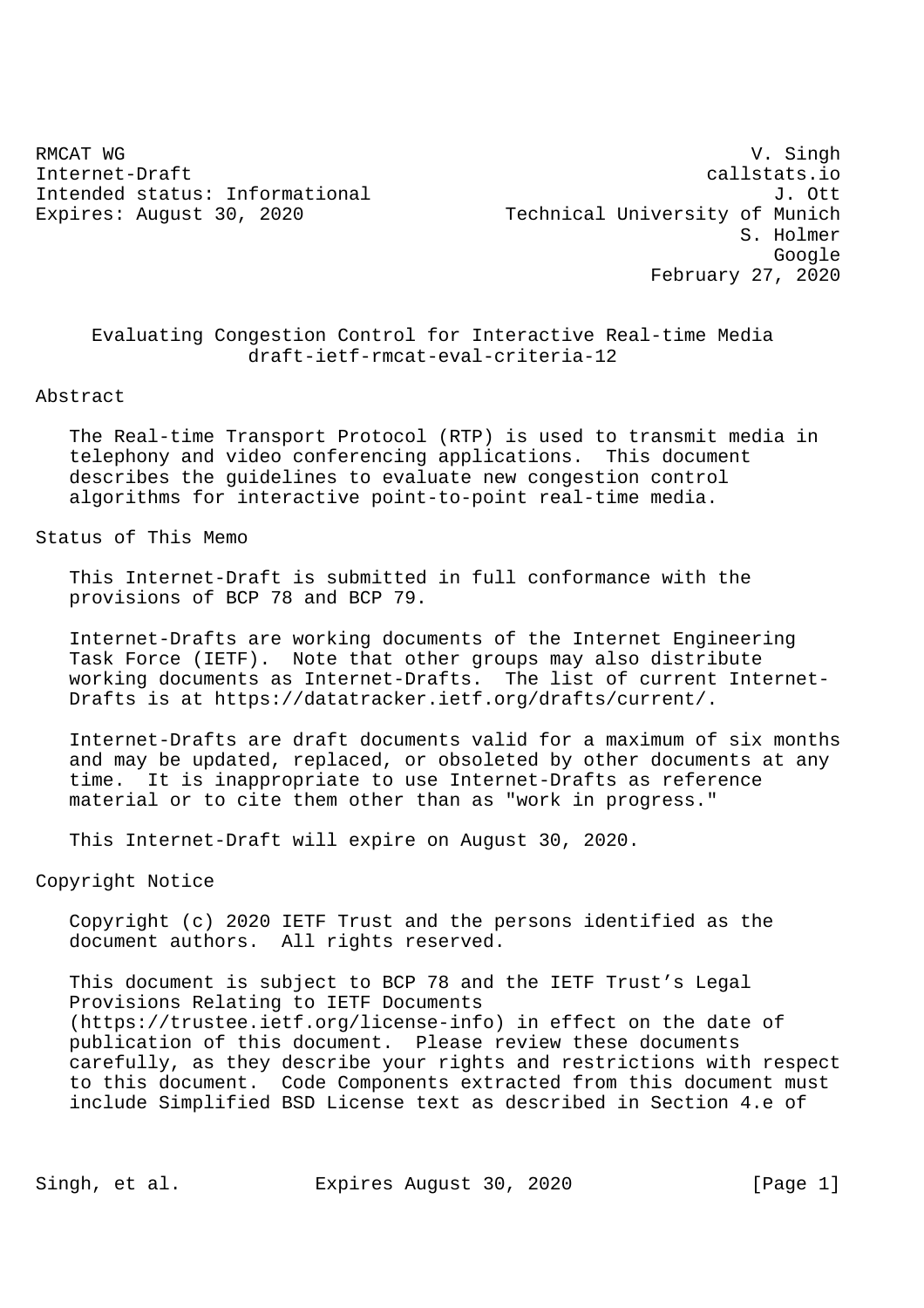RMCAT WG — V. Singh
Internet-Draft — callstats.io
Intended status: Informational — J. Ott
Expires: August 30, 2020 — Technical University of Munich
S. Holmer
Google
February 27, 2020

# Evaluating Congestion Control for Interactive Real-time Media
draft-ietf-rmcat-eval-criteria-12

## Abstract

The Real-time Transport Protocol (RTP) is used to transmit media in telephony and video conferencing applications. This document describes the guidelines to evaluate new congestion control algorithms for interactive point-to-point real-time media.

## Status of This Memo

This Internet-Draft is submitted in full conformance with the provisions of BCP 78 and BCP 79.

Internet-Drafts are working documents of the Internet Engineering Task Force (IETF). Note that other groups may also distribute working documents as Internet-Drafts. The list of current Internet-Drafts is at https://datatracker.ietf.org/drafts/current/.

Internet-Drafts are draft documents valid for a maximum of six months and may be updated, replaced, or obsoleted by other documents at any time. It is inappropriate to use Internet-Drafts as reference material or to cite them other than as "work in progress."

This Internet-Draft will expire on August 30, 2020.

## Copyright Notice

Copyright (c) 2020 IETF Trust and the persons identified as the document authors. All rights reserved.

This document is subject to BCP 78 and the IETF Trust’s Legal Provisions Relating to IETF Documents (https://trustee.ietf.org/license-info) in effect on the date of publication of this document. Please review these documents carefully, as they describe your rights and restrictions with respect to this document. Code Components extracted from this document must include Simplified BSD License text as described in Section 4.e of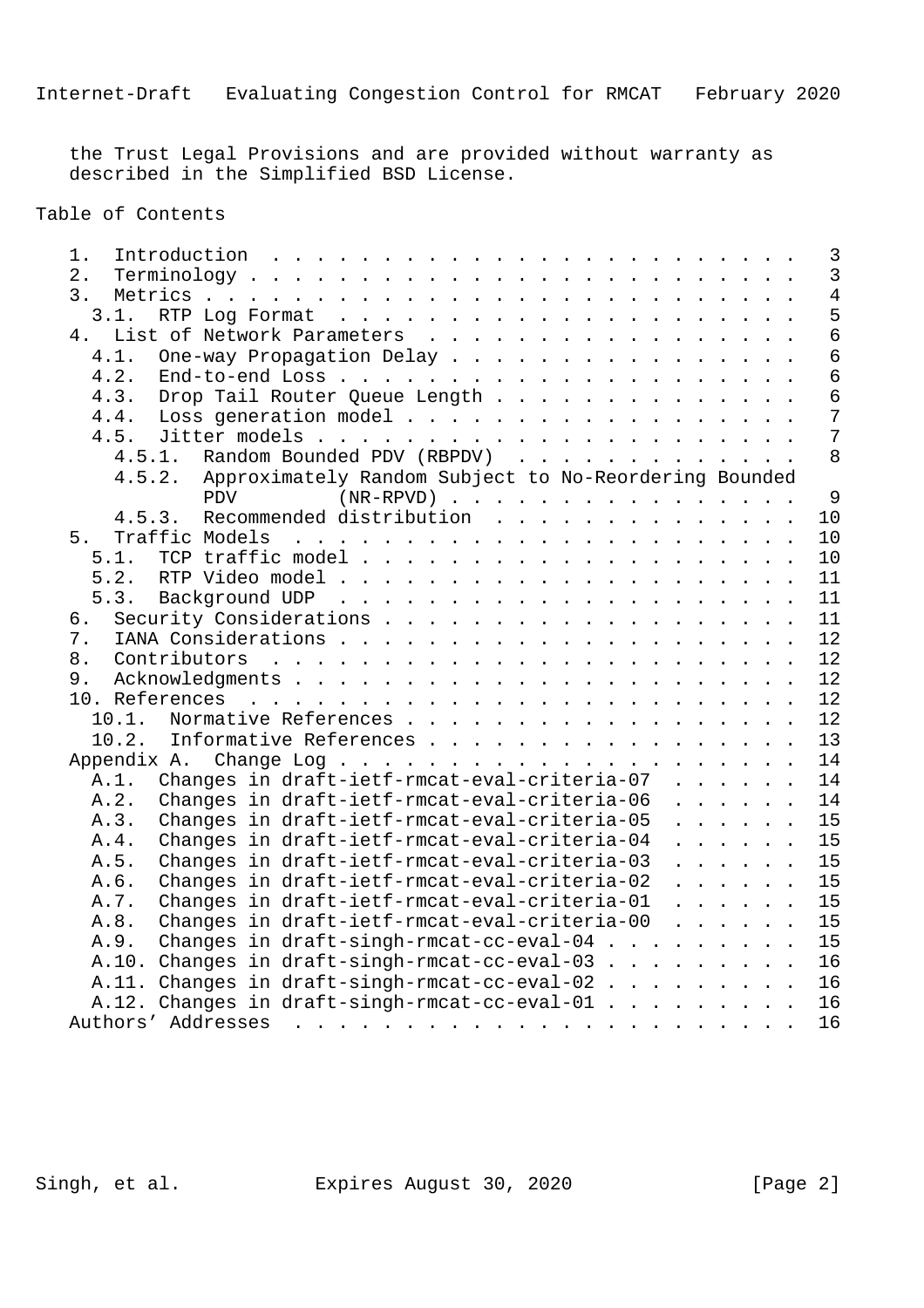the Trust Legal Provisions and are provided without warranty as described in the Simplified BSD License.

## Table of Contents

- 1. Introduction . . . . . . . . . . . . . . . . . . . . . . . . 3
- 2. Terminology . . . . . . . . . . . . . . . . . . . . . . . . . 3
- 3. Metrics . . . . . . . . . . . . . . . . . . . . . . . . . . . 4
  - 3.1. RTP Log Format . . . . . . . . . . . . . . . . . . . . . 5
- 4. List of Network Parameters . . . . . . . . . . . . . . . . . . 6
  - 4.1. One-way Propagation Delay . . . . . . . . . . . . . . . . 6
  - 4.2. End-to-end Loss . . . . . . . . . . . . . . . . . . . . . 6
  - 4.3. Drop Tail Router Queue Length . . . . . . . . . . . . . . 6
  - 4.4. Loss generation model . . . . . . . . . . . . . . . . . . 7
  - 4.5. Jitter models . . . . . . . . . . . . . . . . . . . . . . 7
    - 4.5.1. Random Bounded PDV (RBPDV) . . . . . . . . . . . . . 8
    - 4.5.2. Approximately Random Subject to No-Reordering Bounded PDV (NR-RPVD) . . . . . . . . . . . . . . . . 9
    - 4.5.3. Recommended distribution . . . . . . . . . . . . . . 10
- 5. Traffic Models . . . . . . . . . . . . . . . . . . . . . . . . 10
  - 5.1. TCP traffic model . . . . . . . . . . . . . . . . . . . . 10
  - 5.2. RTP Video model . . . . . . . . . . . . . . . . . . . . . 11
  - 5.3. Background UDP . . . . . . . . . . . . . . . . . . . . . 11
- 6. Security Considerations . . . . . . . . . . . . . . . . . . . 11
- 7. IANA Considerations . . . . . . . . . . . . . . . . . . . . . 12
- 8. Contributors . . . . . . . . . . . . . . . . . . . . . . . . 12
- 9. Acknowledgments . . . . . . . . . . . . . . . . . . . . . . . 12
- 10. References . . . . . . . . . . . . . . . . . . . . . . . . . 12
  - 10.1. Normative References . . . . . . . . . . . . . . . . . . 12
  - 10.2. Informative References . . . . . . . . . . . . . . . . . 13
- Appendix A. Change Log . . . . . . . . . . . . . . . . . . . . . 14
  - A.1. Changes in draft-ietf-rmcat-eval-criteria-07 . . . . . . 14
  - A.2. Changes in draft-ietf-rmcat-eval-criteria-06 . . . . . . 14
  - A.3. Changes in draft-ietf-rmcat-eval-criteria-05 . . . . . . 15
  - A.4. Changes in draft-ietf-rmcat-eval-criteria-04 . . . . . . 15
  - A.5. Changes in draft-ietf-rmcat-eval-criteria-03 . . . . . . 15
  - A.6. Changes in draft-ietf-rmcat-eval-criteria-02 . . . . . . 15
  - A.7. Changes in draft-ietf-rmcat-eval-criteria-01 . . . . . . 15
  - A.8. Changes in draft-ietf-rmcat-eval-criteria-00 . . . . . . 15
  - A.9. Changes in draft-singh-rmcat-cc-eval-04 . . . . . . . . . 15
  - A.10. Changes in draft-singh-rmcat-cc-eval-03 . . . . . . . . . 16
  - A.11. Changes in draft-singh-rmcat-cc-eval-02 . . . . . . . . . 16
  - A.12. Changes in draft-singh-rmcat-cc-eval-01 . . . . . . . . . 16
- Authors' Addresses . . . . . . . . . . . . . . . . . . . . . . . 16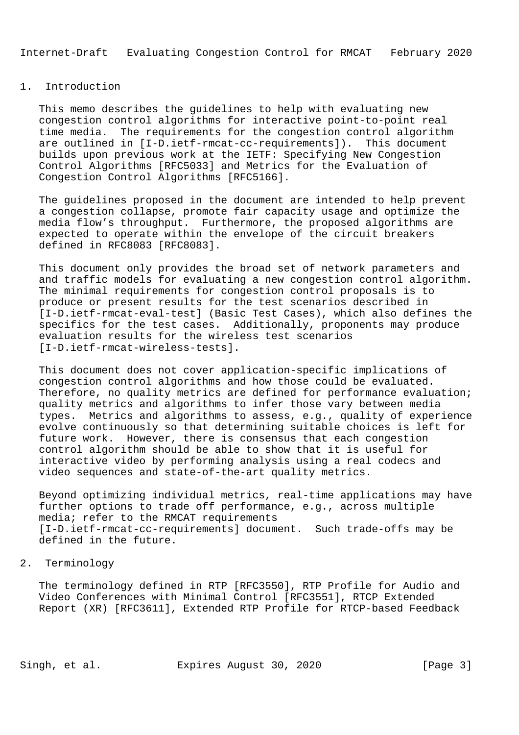## 1. Introduction

This memo describes the guidelines to help with evaluating new congestion control algorithms for interactive point-to-point real time media. The requirements for the congestion control algorithm are outlined in [I-D.ietf-rmcat-cc-requirements]). This document builds upon previous work at the IETF: Specifying New Congestion Control Algorithms [RFC5033] and Metrics for the Evaluation of Congestion Control Algorithms [RFC5166].

The guidelines proposed in the document are intended to help prevent a congestion collapse, promote fair capacity usage and optimize the media flow's throughput. Furthermore, the proposed algorithms are expected to operate within the envelope of the circuit breakers defined in RFC8083 [RFC8083].

This document only provides the broad set of network parameters and and traffic models for evaluating a new congestion control algorithm. The minimal requirements for congestion control proposals is to produce or present results for the test scenarios described in [I-D.ietf-rmcat-eval-test] (Basic Test Cases), which also defines the specifics for the test cases. Additionally, proponents may produce evaluation results for the wireless test scenarios [I-D.ietf-rmcat-wireless-tests].

This document does not cover application-specific implications of congestion control algorithms and how those could be evaluated. Therefore, no quality metrics are defined for performance evaluation; quality metrics and algorithms to infer those vary between media types. Metrics and algorithms to assess, e.g., quality of experience evolve continuously so that determining suitable choices is left for future work. However, there is consensus that each congestion control algorithm should be able to show that it is useful for interactive video by performing analysis using a real codecs and video sequences and state-of-the-art quality metrics.

Beyond optimizing individual metrics, real-time applications may have further options to trade off performance, e.g., across multiple media; refer to the RMCAT requirements [I-D.ietf-rmcat-cc-requirements] document. Such trade-offs may be defined in the future.

## 2. Terminology

The terminology defined in RTP [RFC3550], RTP Profile for Audio and Video Conferences with Minimal Control [RFC3551], RTCP Extended Report (XR) [RFC3611], Extended RTP Profile for RTCP-based Feedback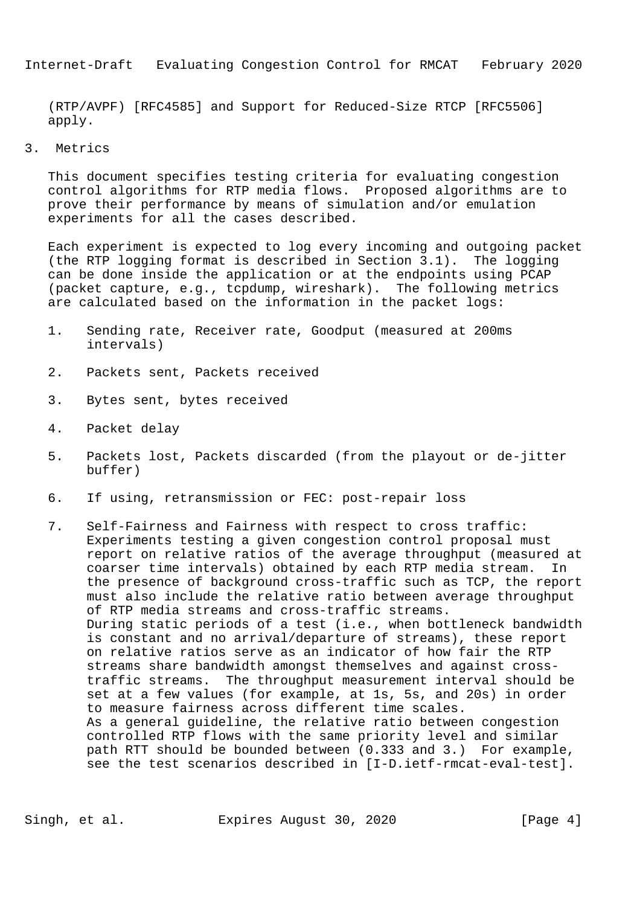(RTP/AVPF) [RFC4585] and Support for Reduced-Size RTCP [RFC5506] apply.

## 3. Metrics

This document specifies testing criteria for evaluating congestion control algorithms for RTP media flows. Proposed algorithms are to prove their performance by means of simulation and/or emulation experiments for all the cases described.

Each experiment is expected to log every incoming and outgoing packet (the RTP logging format is described in Section 3.1). The logging can be done inside the application or at the endpoints using PCAP (packet capture, e.g., tcpdump, wireshark). The following metrics are calculated based on the information in the packet logs:

1. Sending rate, Receiver rate, Goodput (measured at 200ms intervals)

2. Packets sent, Packets received

3. Bytes sent, bytes received

4. Packet delay

5. Packets lost, Packets discarded (from the playout or de-jitter buffer)

6. If using, retransmission or FEC: post-repair loss

7. Self-Fairness and Fairness with respect to cross traffic: Experiments testing a given congestion control proposal must report on relative ratios of the average throughput (measured at coarser time intervals) obtained by each RTP media stream. In the presence of background cross-traffic such as TCP, the report must also include the relative ratio between average throughput of RTP media streams and cross-traffic streams.
   During static periods of a test (i.e., when bottleneck bandwidth is constant and no arrival/departure of streams), these report on relative ratios serve as an indicator of how fair the RTP streams share bandwidth amongst themselves and against cross-traffic streams. The throughput measurement interval should be set at a few values (for example, at 1s, 5s, and 20s) in order to measure fairness across different time scales.
   As a general guideline, the relative ratio between congestion controlled RTP flows with the same priority level and similar path RTT should be bounded between (0.333 and 3.) For example, see the test scenarios described in [I-D.ietf-rmcat-eval-test].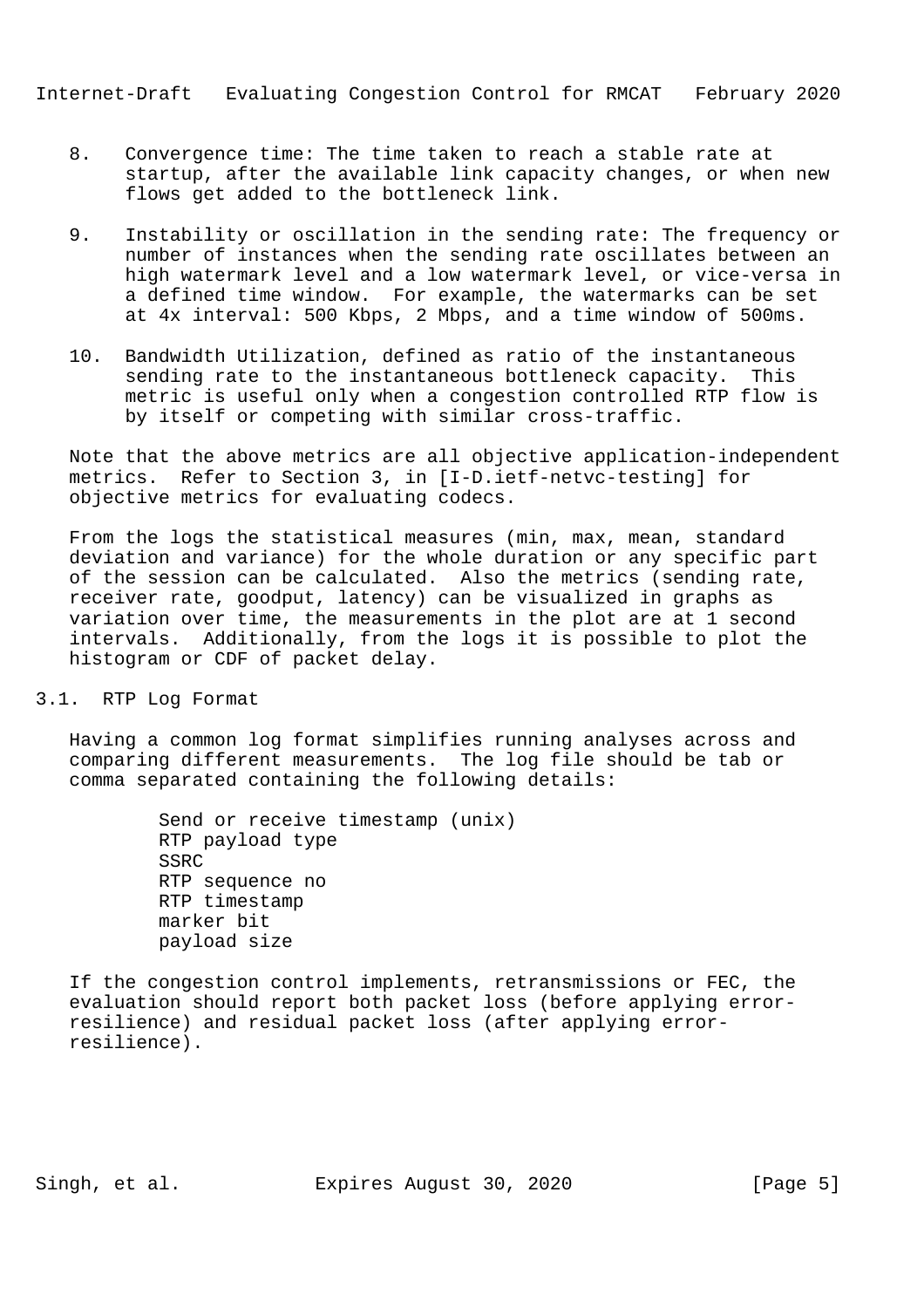8. Convergence time: The time taken to reach a stable rate at startup, after the available link capacity changes, or when new flows get added to the bottleneck link.

9. Instability or oscillation in the sending rate: The frequency or number of instances when the sending rate oscillates between an high watermark level and a low watermark level, or vice-versa in a defined time window. For example, the watermarks can be set at 4x interval: 500 Kbps, 2 Mbps, and a time window of 500ms.

10. Bandwidth Utilization, defined as ratio of the instantaneous sending rate to the instantaneous bottleneck capacity. This metric is useful only when a congestion controlled RTP flow is by itself or competing with similar cross-traffic.

Note that the above metrics are all objective application-independent metrics. Refer to Section 3, in [I-D.ietf-netvc-testing] for objective metrics for evaluating codecs.

From the logs the statistical measures (min, max, mean, standard deviation and variance) for the whole duration or any specific part of the session can be calculated. Also the metrics (sending rate, receiver rate, goodput, latency) can be visualized in graphs as variation over time, the measurements in the plot are at 1 second intervals. Additionally, from the logs it is possible to plot the histogram or CDF of packet delay.

### 3.1. RTP Log Format

Having a common log format simplifies running analyses across and comparing different measurements. The log file should be tab or comma separated containing the following details:

```
Send or receive timestamp (unix)
RTP payload type
SSRC
RTP sequence no
RTP timestamp
marker bit
payload size
```

If the congestion control implements, retransmissions or FEC, the evaluation should report both packet loss (before applying error-resilience) and residual packet loss (after applying error-resilience).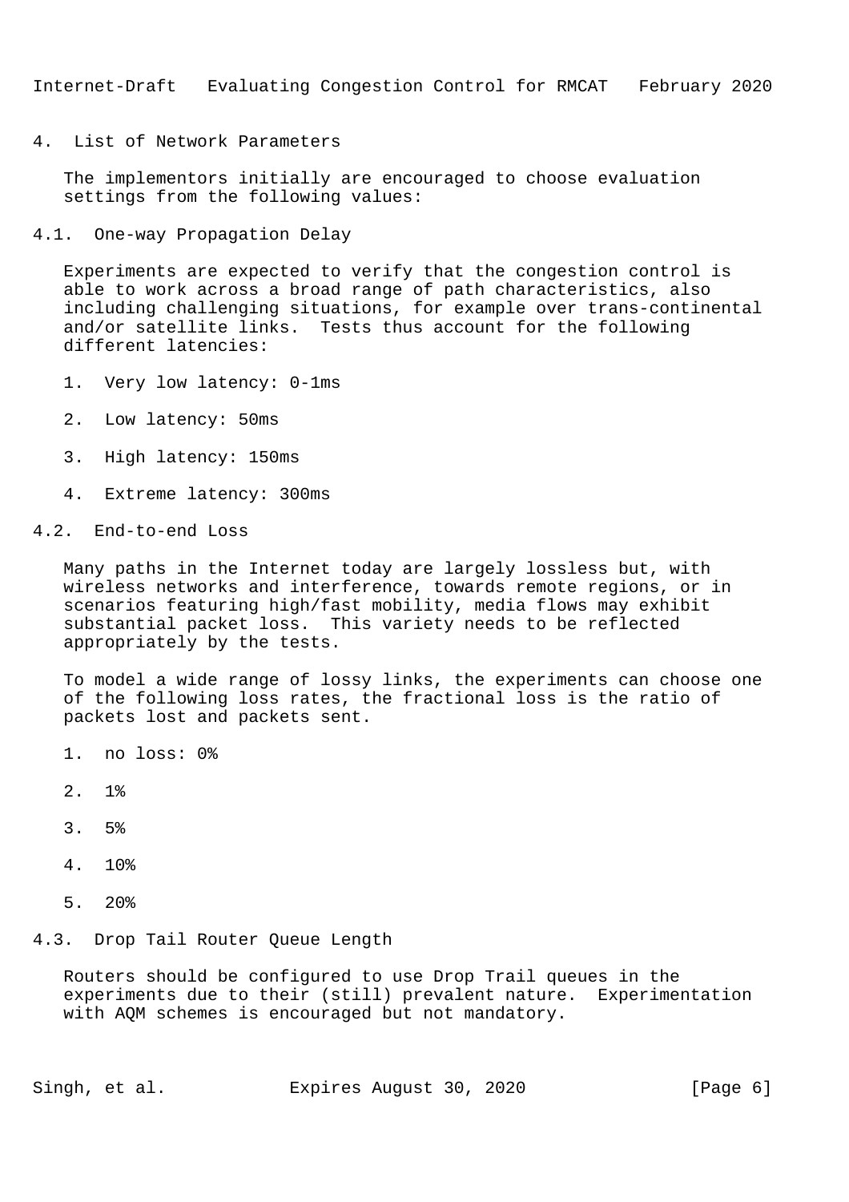# 4. List of Network Parameters

The implementors initially are encouraged to choose evaluation settings from the following values:

## 4.1. One-way Propagation Delay

Experiments are expected to verify that the congestion control is able to work across a broad range of path characteristics, also including challenging situations, for example over trans-continental and/or satellite links. Tests thus account for the following different latencies:

1. Very low latency: 0-1ms

2. Low latency: 50ms

3. High latency: 150ms

4. Extreme latency: 300ms

## 4.2. End-to-end Loss

Many paths in the Internet today are largely lossless but, with wireless networks and interference, towards remote regions, or in scenarios featuring high/fast mobility, media flows may exhibit substantial packet loss. This variety needs to be reflected appropriately by the tests.

To model a wide range of lossy links, the experiments can choose one of the following loss rates, the fractional loss is the ratio of packets lost and packets sent.

1. no loss: 0%

2. 1%

3. 5%

4. 10%

5. 20%

## 4.3. Drop Tail Router Queue Length

Routers should be configured to use Drop Trail queues in the experiments due to their (still) prevalent nature. Experimentation with AQM schemes is encouraged but not mandatory.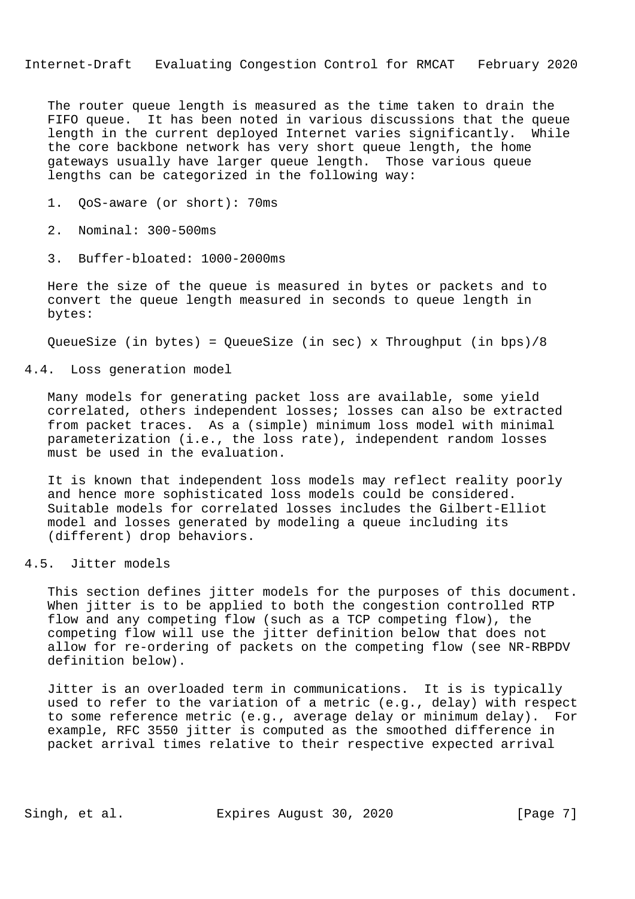The router queue length is measured as the time taken to drain the FIFO queue. It has been noted in various discussions that the queue length in the current deployed Internet varies significantly. While the core backbone network has very short queue length, the home gateways usually have larger queue length. Those various queue lengths can be categorized in the following way:

1. QoS-aware (or short): 70ms

2. Nominal: 300-500ms

3. Buffer-bloated: 1000-2000ms

Here the size of the queue is measured in bytes or packets and to convert the queue length measured in seconds to queue length in bytes:

QueueSize (in bytes) = QueueSize (in sec) x Throughput (in bps)/8

## 4.4. Loss generation model

Many models for generating packet loss are available, some yield correlated, others independent losses; losses can also be extracted from packet traces. As a (simple) minimum loss model with minimal parameterization (i.e., the loss rate), independent random losses must be used in the evaluation.

It is known that independent loss models may reflect reality poorly and hence more sophisticated loss models could be considered. Suitable models for correlated losses includes the Gilbert-Elliot model and losses generated by modeling a queue including its (different) drop behaviors.

## 4.5. Jitter models

This section defines jitter models for the purposes of this document. When jitter is to be applied to both the congestion controlled RTP flow and any competing flow (such as a TCP competing flow), the competing flow will use the jitter definition below that does not allow for re-ordering of packets on the competing flow (see NR-RBPDV definition below).

Jitter is an overloaded term in communications. It is is typically used to refer to the variation of a metric (e.g., delay) with respect to some reference metric (e.g., average delay or minimum delay). For example, RFC 3550 jitter is computed as the smoothed difference in packet arrival times relative to their respective expected arrival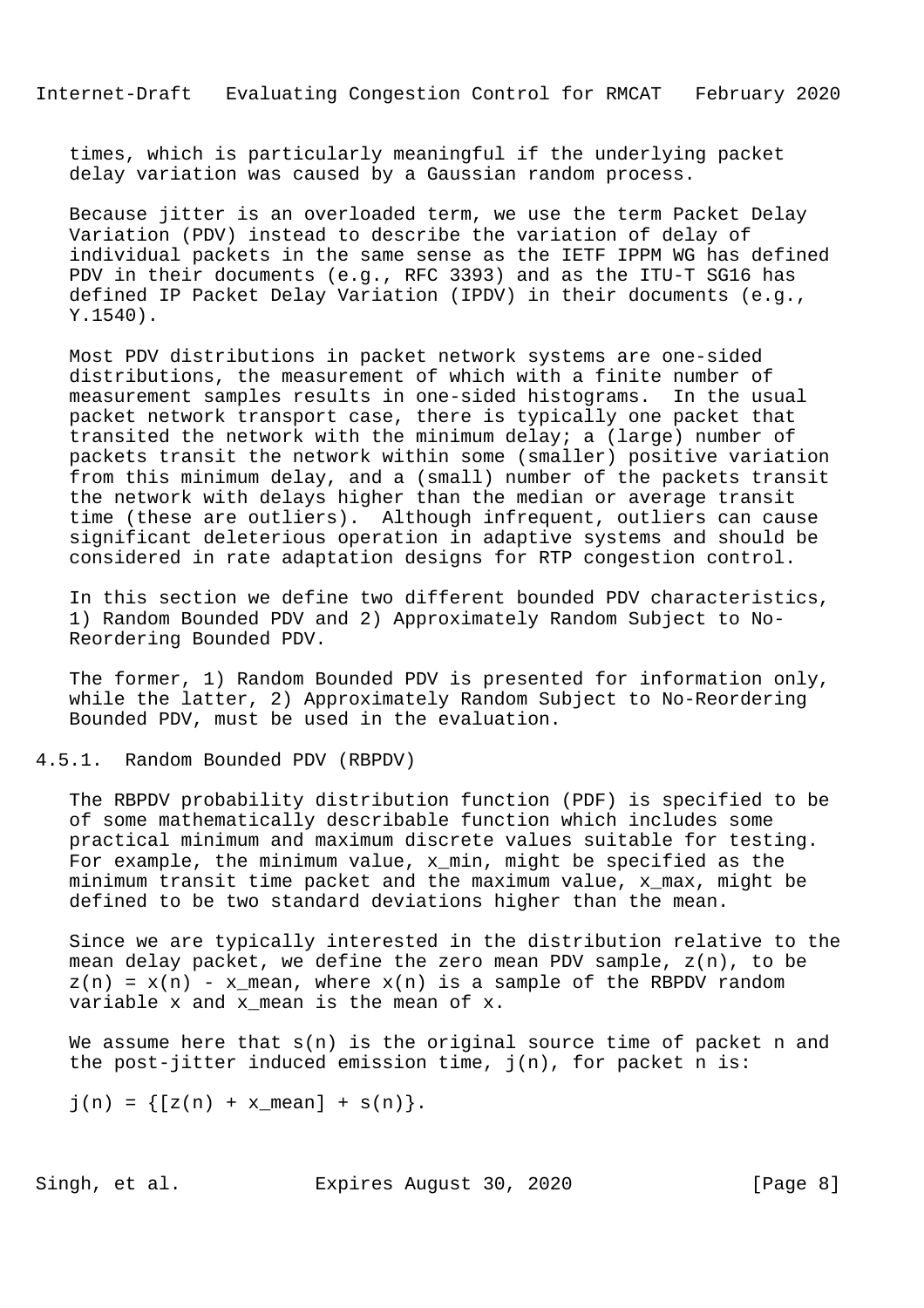times, which is particularly meaningful if the underlying packet delay variation was caused by a Gaussian random process.

Because jitter is an overloaded term, we use the term Packet Delay Variation (PDV) instead to describe the variation of delay of individual packets in the same sense as the IETF IPPM WG has defined PDV in their documents (e.g., RFC 3393) and as the ITU-T SG16 has defined IP Packet Delay Variation (IPDV) in their documents (e.g., Y.1540).

Most PDV distributions in packet network systems are one-sided distributions, the measurement of which with a finite number of measurement samples results in one-sided histograms. In the usual packet network transport case, there is typically one packet that transited the network with the minimum delay; a (large) number of packets transit the network within some (smaller) positive variation from this minimum delay, and a (small) number of the packets transit the network with delays higher than the median or average transit time (these are outliers). Although infrequent, outliers can cause significant deleterious operation in adaptive systems and should be considered in rate adaptation designs for RTP congestion control.

In this section we define two different bounded PDV characteristics, 1) Random Bounded PDV and 2) Approximately Random Subject to No-Reordering Bounded PDV.

The former, 1) Random Bounded PDV is presented for information only, while the latter, 2) Approximately Random Subject to No-Reordering Bounded PDV, must be used in the evaluation.

### 4.5.1. Random Bounded PDV (RBPDV)

The RBPDV probability distribution function (PDF) is specified to be of some mathematically describable function which includes some practical minimum and maximum discrete values suitable for testing. For example, the minimum value, $x_{min}$, might be specified as the minimum transit time packet and the maximum value, $x_{max}$, might be defined to be two standard deviations higher than the mean.

Since we are typically interested in the distribution relative to the mean delay packet, we define the zero mean PDV sample, $z(n)$, to be $z(n) = x(n) - x_{mean}$, where $x(n)$ is a sample of the RBPDV random variable $x$ and $x_{mean}$ is the mean of $x$.

We assume here that $s(n)$ is the original source time of packet n and the post-jitter induced emission time, $j(n)$, for packet n is:

$$j(n) = \{[z(n) + x_{mean}] + s(n)\}.$$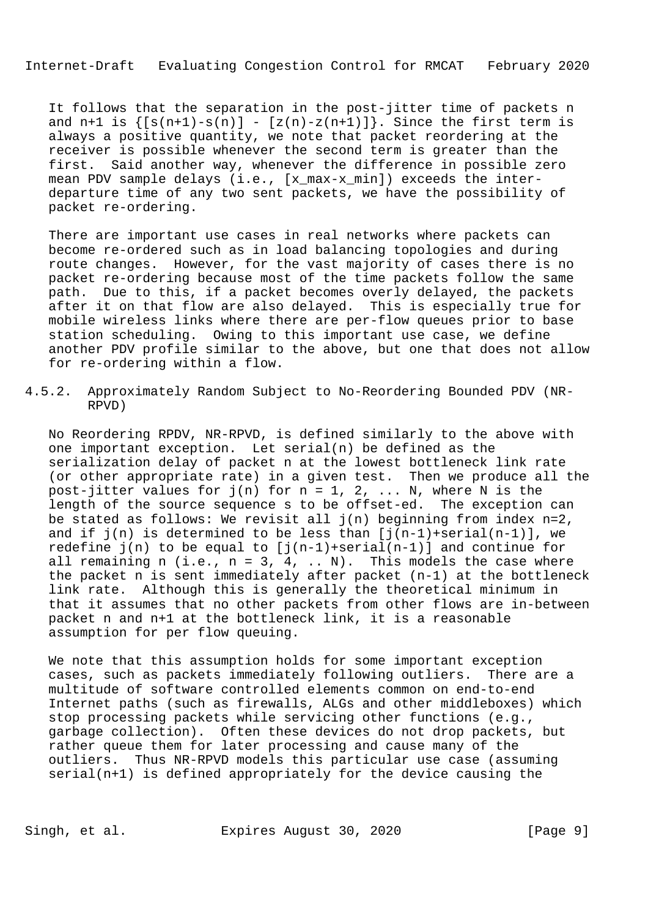It follows that the separation in the post-jitter time of packets n and n+1 is $\{[s(n+1)-s(n)] - [z(n)-z(n+1)]\}$. Since the first term is always a positive quantity, we note that packet reordering at the receiver is possible whenever the second term is greater than the first. Said another way, whenever the difference in possible zero mean PDV sample delays (i.e., $[x_{max}-x_{min}]$) exceeds the inter-departure time of any two sent packets, we have the possibility of packet re-ordering.

There are important use cases in real networks where packets can become re-ordered such as in load balancing topologies and during route changes. However, for the vast majority of cases there is no packet re-ordering because most of the time packets follow the same path. Due to this, if a packet becomes overly delayed, the packets after it on that flow are also delayed. This is especially true for mobile wireless links where there are per-flow queues prior to base station scheduling. Owing to this important use case, we define another PDV profile similar to the above, but one that does not allow for re-ordering within a flow.

### 4.5.2. Approximately Random Subject to No-Reordering Bounded PDV (NR-RPVD)

No Reordering RPDV, NR-RPVD, is defined similarly to the above with one important exception. Let serial(n) be defined as the serialization delay of packet n at the lowest bottleneck link rate (or other appropriate rate) in a given test. Then we produce all the post-jitter values for $j(n)$ for $n = 1, 2, \ldots N$, where N is the length of the source sequence s to be offset-ed. The exception can be stated as follows: We revisit all $j(n)$ beginning from index $n=2$, and if $j(n)$ is determined to be less than $[j(n-1)+serial(n-1)]$, we redefine $j(n)$ to be equal to $[j(n-1)+serial(n-1)]$ and continue for all remaining n (i.e., $n = 3, 4, \ldots N$). This models the case where the packet n is sent immediately after packet (n-1) at the bottleneck link rate. Although this is generally the theoretical minimum in that it assumes that no other packets from other flows are in-between packet n and n+1 at the bottleneck link, it is a reasonable assumption for per flow queuing.

We note that this assumption holds for some important exception cases, such as packets immediately following outliers. There are a multitude of software controlled elements common on end-to-end Internet paths (such as firewalls, ALGs and other middleboxes) which stop processing packets while servicing other functions (e.g., garbage collection). Often these devices do not drop packets, but rather queue them for later processing and cause many of the outliers. Thus NR-RPVD models this particular use case (assuming serial(n+1) is defined appropriately for the device causing the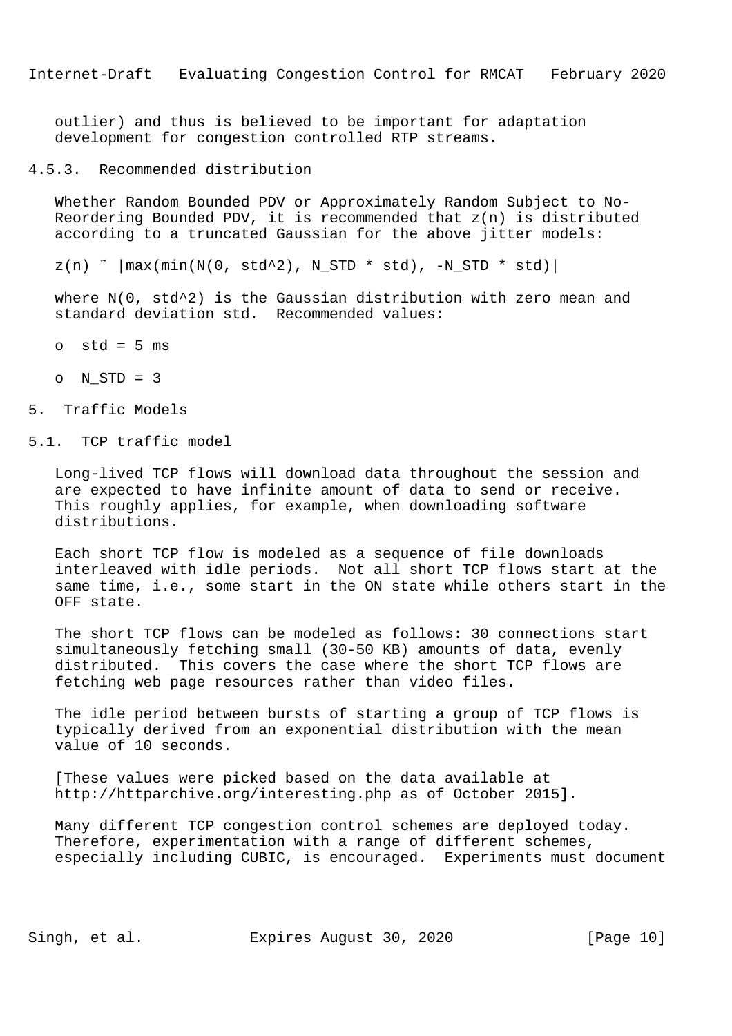outlier) and thus is believed to be important for adaptation development for congestion controlled RTP streams.

#### 4.5.3. Recommended distribution

Whether Random Bounded PDV or Approximately Random Subject to No-Reordering Bounded PDV, it is recommended that $z(n)$ is distributed according to a truncated Gaussian for the above jitter models:

$$z(n) \sim |\max(\min(N(0, std^2), N\_STD * std), -N\_STD * std)|$$

where $N(0, std^2)$ is the Gaussian distribution with zero mean and standard deviation std. Recommended values:

- std = 5 ms
- N_STD = 3

## 5. Traffic Models

### 5.1. TCP traffic model

Long-lived TCP flows will download data throughout the session and are expected to have infinite amount of data to send or receive. This roughly applies, for example, when downloading software distributions.

Each short TCP flow is modeled as a sequence of file downloads interleaved with idle periods. Not all short TCP flows start at the same time, i.e., some start in the ON state while others start in the OFF state.

The short TCP flows can be modeled as follows: 30 connections start simultaneously fetching small (30-50 KB) amounts of data, evenly distributed. This covers the case where the short TCP flows are fetching web page resources rather than video files.

The idle period between bursts of starting a group of TCP flows is typically derived from an exponential distribution with the mean value of 10 seconds.

[These values were picked based on the data available at http://httparchive.org/interesting.php as of October 2015].

Many different TCP congestion control schemes are deployed today. Therefore, experimentation with a range of different schemes, especially including CUBIC, is encouraged. Experiments must document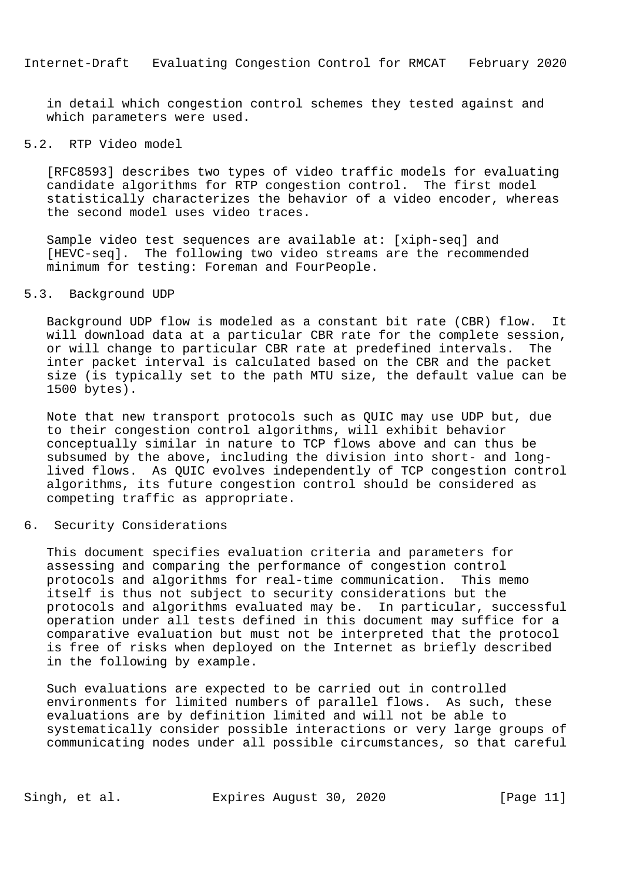in detail which congestion control schemes they tested against and which parameters were used.

### 5.2. RTP Video model

[RFC8593] describes two types of video traffic models for evaluating candidate algorithms for RTP congestion control. The first model statistically characterizes the behavior of a video encoder, whereas the second model uses video traces.

Sample video test sequences are available at: [xiph-seq] and [HEVC-seq]. The following two video streams are the recommended minimum for testing: Foreman and FourPeople.

### 5.3. Background UDP

Background UDP flow is modeled as a constant bit rate (CBR) flow. It will download data at a particular CBR rate for the complete session, or will change to particular CBR rate at predefined intervals. The inter packet interval is calculated based on the CBR and the packet size (is typically set to the path MTU size, the default value can be 1500 bytes).

Note that new transport protocols such as QUIC may use UDP but, due to their congestion control algorithms, will exhibit behavior conceptually similar in nature to TCP flows above and can thus be subsumed by the above, including the division into short- and long-lived flows. As QUIC evolves independently of TCP congestion control algorithms, its future congestion control should be considered as competing traffic as appropriate.

## 6. Security Considerations

This document specifies evaluation criteria and parameters for assessing and comparing the performance of congestion control protocols and algorithms for real-time communication. This memo itself is thus not subject to security considerations but the protocols and algorithms evaluated may be. In particular, successful operation under all tests defined in this document may suffice for a comparative evaluation but must not be interpreted that the protocol is free of risks when deployed on the Internet as briefly described in the following by example.

Such evaluations are expected to be carried out in controlled environments for limited numbers of parallel flows. As such, these evaluations are by definition limited and will not be able to systematically consider possible interactions or very large groups of communicating nodes under all possible circumstances, so that careful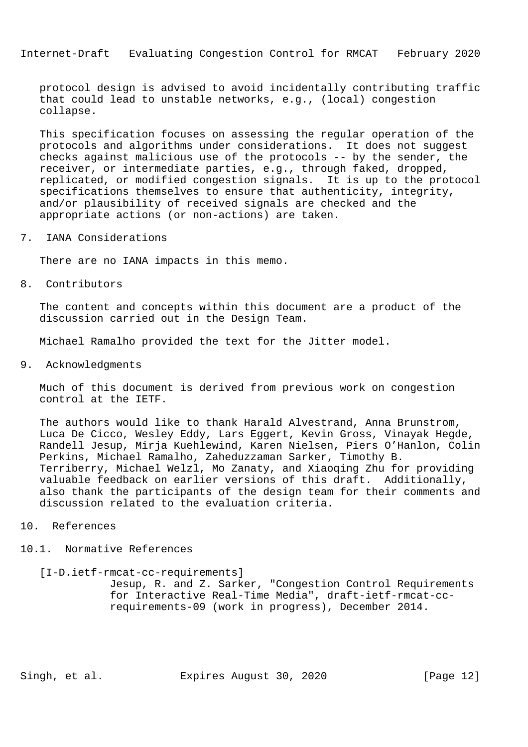protocol design is advised to avoid incidentally contributing traffic that could lead to unstable networks, e.g., (local) congestion collapse.

This specification focuses on assessing the regular operation of the protocols and algorithms under considerations. It does not suggest checks against malicious use of the protocols -- by the sender, the receiver, or intermediate parties, e.g., through faked, dropped, replicated, or modified congestion signals. It is up to the protocol specifications themselves to ensure that authenticity, integrity, and/or plausibility of received signals are checked and the appropriate actions (or non-actions) are taken.

## 7. IANA Considerations

There are no IANA impacts in this memo.

## 8. Contributors

The content and concepts within this document are a product of the discussion carried out in the Design Team.

Michael Ramalho provided the text for the Jitter model.

## 9. Acknowledgments

Much of this document is derived from previous work on congestion control at the IETF.

The authors would like to thank Harald Alvestrand, Anna Brunstrom, Luca De Cicco, Wesley Eddy, Lars Eggert, Kevin Gross, Vinayak Hegde, Randell Jesup, Mirja Kuehlewind, Karen Nielsen, Piers O'Hanlon, Colin Perkins, Michael Ramalho, Zaheduzzaman Sarker, Timothy B. Terriberry, Michael Welzl, Mo Zanaty, and Xiaoqing Zhu for providing valuable feedback on earlier versions of this draft. Additionally, also thank the participants of the design team for their comments and discussion related to the evaluation criteria.

## 10. References

### 10.1. Normative References

[I-D.ietf-rmcat-cc-requirements]
Jesup, R. and Z. Sarker, "Congestion Control Requirements for Interactive Real-Time Media", draft-ietf-rmcat-cc-requirements-09 (work in progress), December 2014.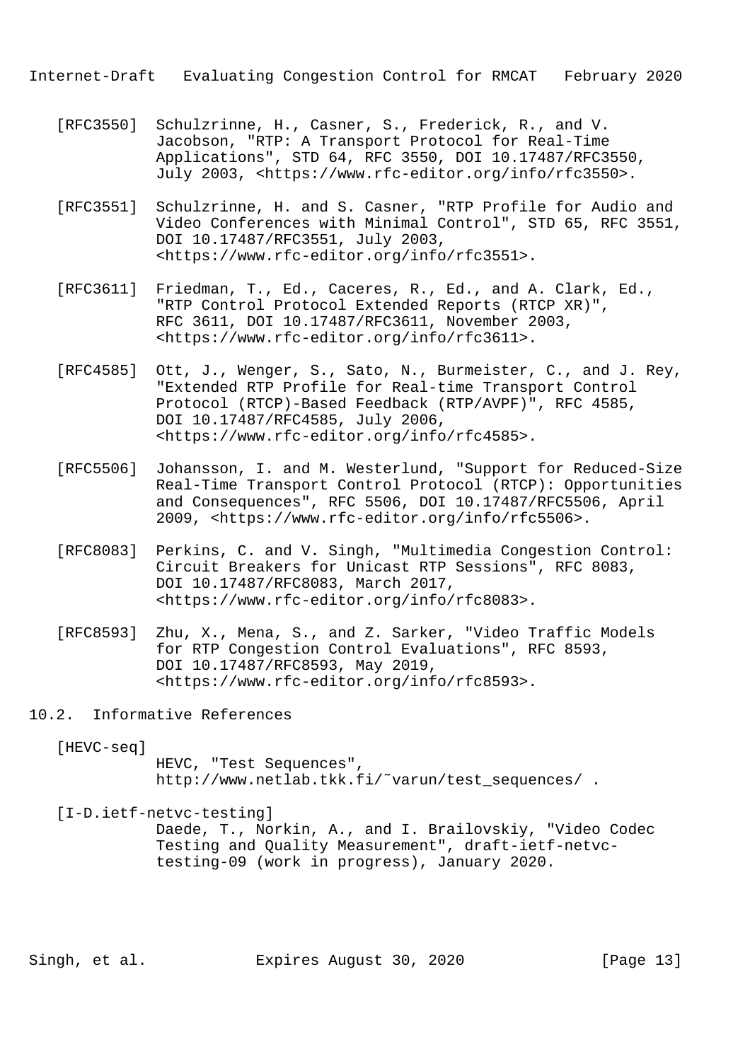[RFC3550] Schulzrinne, H., Casner, S., Frederick, R., and V. Jacobson, "RTP: A Transport Protocol for Real-Time Applications", STD 64, RFC 3550, DOI 10.17487/RFC3550, July 2003, <https://www.rfc-editor.org/info/rfc3550>.

[RFC3551] Schulzrinne, H. and S. Casner, "RTP Profile for Audio and Video Conferences with Minimal Control", STD 65, RFC 3551, DOI 10.17487/RFC3551, July 2003, <https://www.rfc-editor.org/info/rfc3551>.

[RFC3611] Friedman, T., Ed., Caceres, R., Ed., and A. Clark, Ed., "RTP Control Protocol Extended Reports (RTCP XR)", RFC 3611, DOI 10.17487/RFC3611, November 2003, <https://www.rfc-editor.org/info/rfc3611>.

[RFC4585] Ott, J., Wenger, S., Sato, N., Burmeister, C., and J. Rey, "Extended RTP Profile for Real-time Transport Control Protocol (RTCP)-Based Feedback (RTP/AVPF)", RFC 4585, DOI 10.17487/RFC4585, July 2006, <https://www.rfc-editor.org/info/rfc4585>.

[RFC5506] Johansson, I. and M. Westerlund, "Support for Reduced-Size Real-Time Transport Control Protocol (RTCP): Opportunities and Consequences", RFC 5506, DOI 10.17487/RFC5506, April 2009, <https://www.rfc-editor.org/info/rfc5506>.

[RFC8083] Perkins, C. and V. Singh, "Multimedia Congestion Control: Circuit Breakers for Unicast RTP Sessions", RFC 8083, DOI 10.17487/RFC8083, March 2017, <https://www.rfc-editor.org/info/rfc8083>.

[RFC8593] Zhu, X., Mena, S., and Z. Sarker, "Video Traffic Models for RTP Congestion Control Evaluations", RFC 8593, DOI 10.17487/RFC8593, May 2019, <https://www.rfc-editor.org/info/rfc8593>.

## 10.2. Informative References

[HEVC-seq]
HEVC, "Test Sequences", http://www.netlab.tkk.fi/˜varun/test_sequences/ .

[I-D.ietf-netvc-testing]
Daede, T., Norkin, A., and I. Brailovskiy, "Video Codec Testing and Quality Measurement", draft-ietf-netvc-testing-09 (work in progress), January 2020.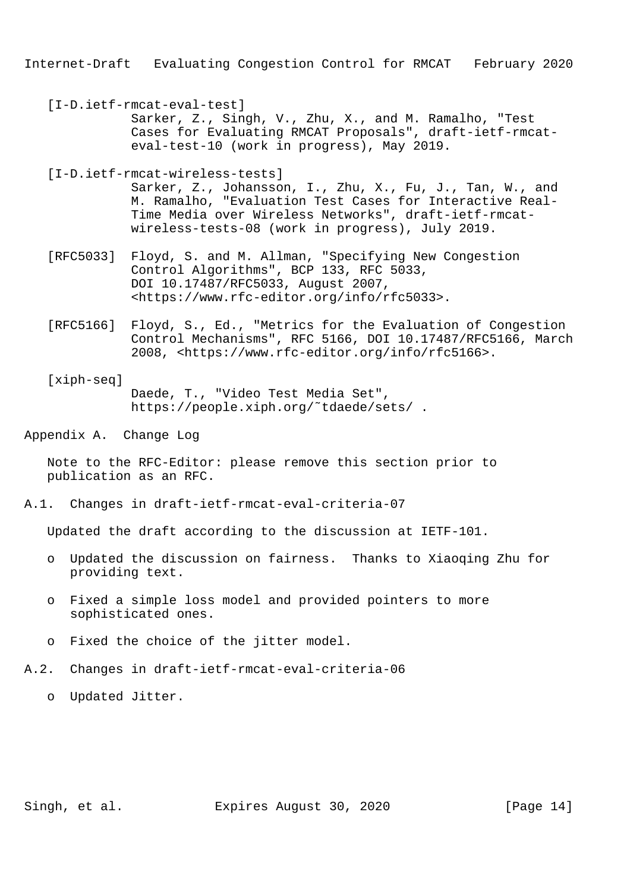[I-D.ietf-rmcat-eval-test]
Sarker, Z., Singh, V., Zhu, X., and M. Ramalho, "Test Cases for Evaluating RMCAT Proposals", draft-ietf-rmcat-eval-test-10 (work in progress), May 2019.

[I-D.ietf-rmcat-wireless-tests]
Sarker, Z., Johansson, I., Zhu, X., Fu, J., Tan, W., and M. Ramalho, "Evaluation Test Cases for Interactive Real-Time Media over Wireless Networks", draft-ietf-rmcat-wireless-tests-08 (work in progress), July 2019.

[RFC5033] Floyd, S. and M. Allman, "Specifying New Congestion Control Algorithms", BCP 133, RFC 5033, DOI 10.17487/RFC5033, August 2007, <https://www.rfc-editor.org/info/rfc5033>.

[RFC5166] Floyd, S., Ed., "Metrics for the Evaluation of Congestion Control Mechanisms", RFC 5166, DOI 10.17487/RFC5166, March 2008, <https://www.rfc-editor.org/info/rfc5166>.

[xiph-seq]
Daede, T., "Video Test Media Set", https://people.xiph.org/~tdaede/sets/ .

# Appendix A. Change Log

Note to the RFC-Editor: please remove this section prior to publication as an RFC.

## A.1. Changes in draft-ietf-rmcat-eval-criteria-07

Updated the draft according to the discussion at IETF-101.

- Updated the discussion on fairness. Thanks to Xiaoqing Zhu for providing text.
- Fixed a simple loss model and provided pointers to more sophisticated ones.
- Fixed the choice of the jitter model.

## A.2. Changes in draft-ietf-rmcat-eval-criteria-06

- Updated Jitter.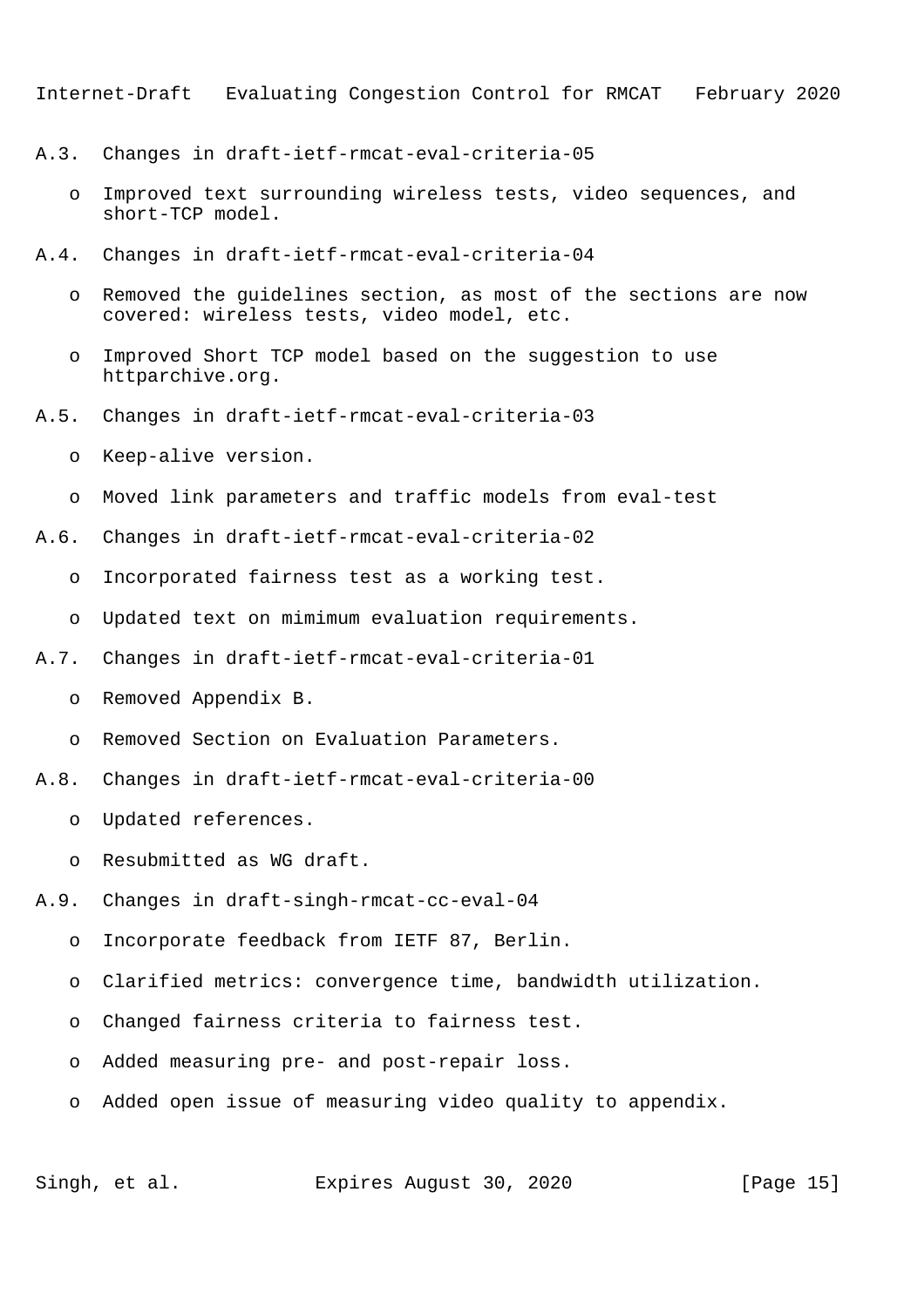### A.3. Changes in draft-ietf-rmcat-eval-criteria-05

- Improved text surrounding wireless tests, video sequences, and short-TCP model.

### A.4. Changes in draft-ietf-rmcat-eval-criteria-04

- Removed the guidelines section, as most of the sections are now covered: wireless tests, video model, etc.
- Improved Short TCP model based on the suggestion to use httparchive.org.

### A.5. Changes in draft-ietf-rmcat-eval-criteria-03

- Keep-alive version.
- Moved link parameters and traffic models from eval-test

### A.6. Changes in draft-ietf-rmcat-eval-criteria-02

- Incorporated fairness test as a working test.
- Updated text on mimimum evaluation requirements.

### A.7. Changes in draft-ietf-rmcat-eval-criteria-01

- Removed Appendix B.
- Removed Section on Evaluation Parameters.

### A.8. Changes in draft-ietf-rmcat-eval-criteria-00

- Updated references.
- Resubmitted as WG draft.

### A.9. Changes in draft-singh-rmcat-cc-eval-04

- Incorporate feedback from IETF 87, Berlin.
- Clarified metrics: convergence time, bandwidth utilization.
- Changed fairness criteria to fairness test.
- Added measuring pre- and post-repair loss.
- Added open issue of measuring video quality to appendix.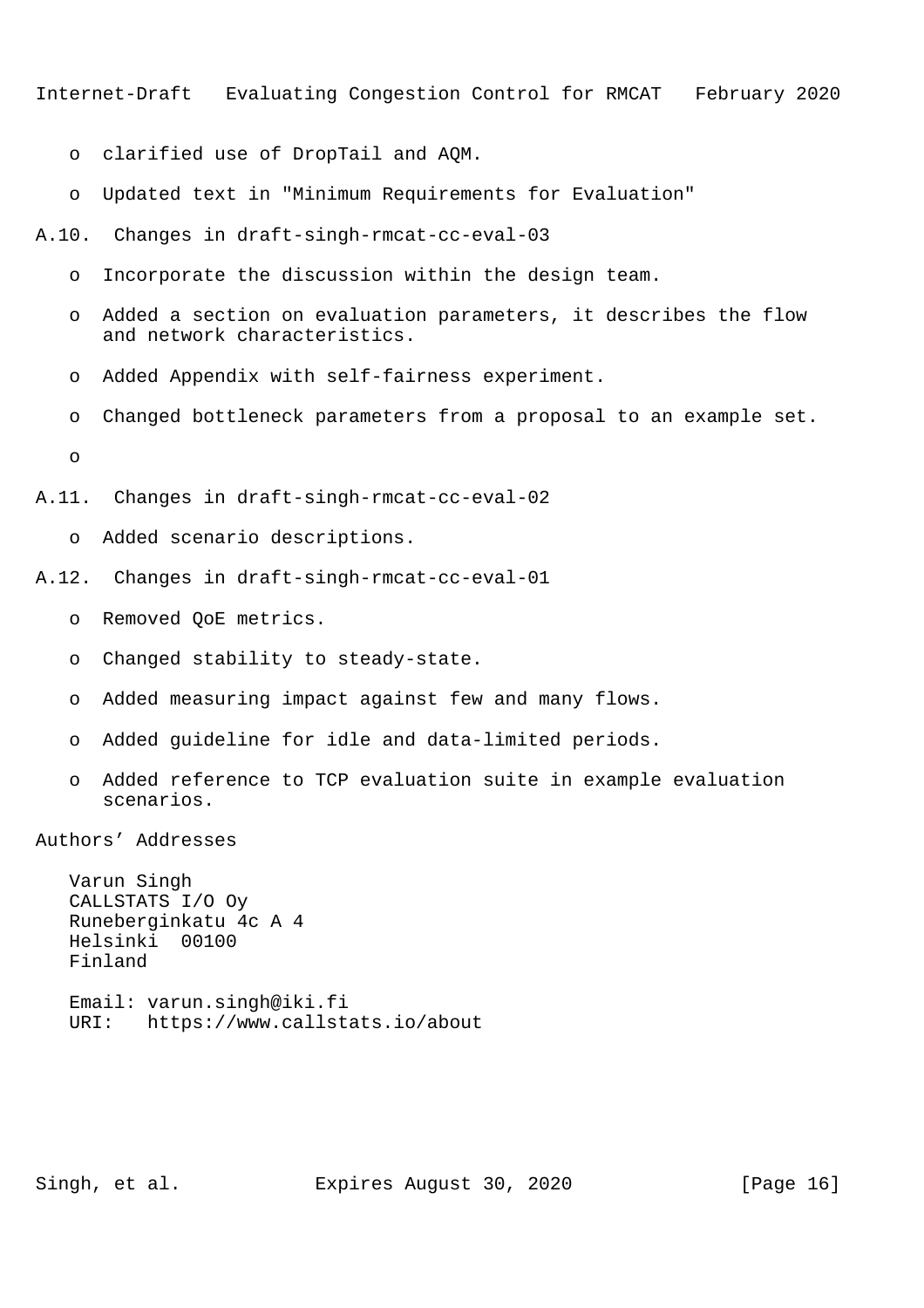- clarified use of DropTail and AQM.

- Updated text in "Minimum Requirements for Evaluation"

### A.10. Changes in draft-singh-rmcat-cc-eval-03

- Incorporate the discussion within the design team.

- Added a section on evaluation parameters, it describes the flow and network characteristics.

- Added Appendix with self-fairness experiment.

- Changed bottleneck parameters from a proposal to an example set.

- 

### A.11. Changes in draft-singh-rmcat-cc-eval-02

- Added scenario descriptions.

### A.12. Changes in draft-singh-rmcat-cc-eval-01

- Removed QoE metrics.

- Changed stability to steady-state.

- Added measuring impact against few and many flows.

- Added guideline for idle and data-limited periods.

- Added reference to TCP evaluation suite in example evaluation scenarios.

## Authors' Addresses

Varun Singh
CALLSTATS I/O Oy
Runeberginkatu 4c A 4
Helsinki  00100
Finland

Email: varun.singh@iki.fi
URI:   https://www.callstats.io/about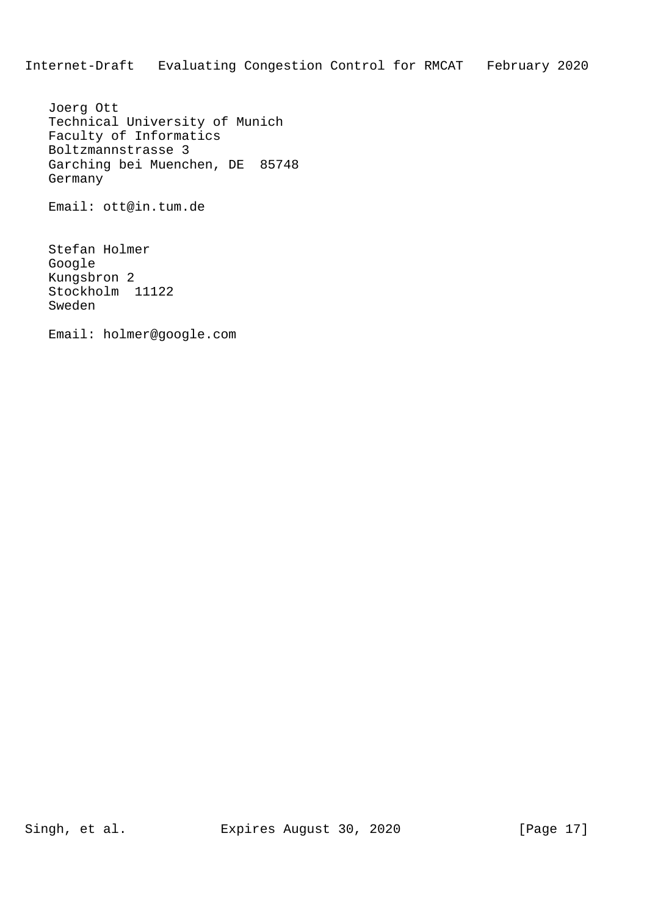Joerg Ott
Technical University of Munich
Faculty of Informatics
Boltzmannstrasse 3
Garching bei Muenchen, DE  85748
Germany

Email: ott@in.tum.de

Stefan Holmer
Google
Kungsbron 2
Stockholm  11122
Sweden

Email: holmer@google.com